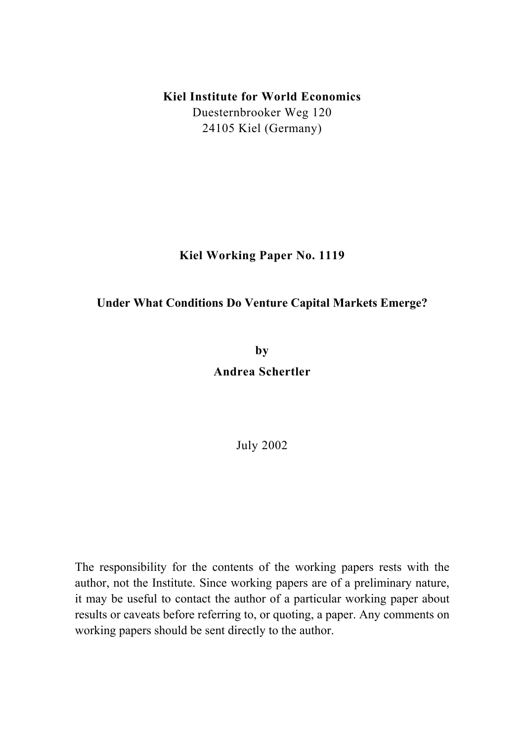**Kiel Institute for World Economics**
Duesternbrooker Weg 120
24105 Kiel (Germany)

**Kiel Working Paper No. 1119**

# Under What Conditions Do Venture Capital Markets Emerge?

**by**
**Andrea Schertler**

July 2002

The responsibility for the contents of the working papers rests with the author, not the Institute. Since working papers are of a preliminary nature, it may be useful to contact the author of a particular working paper about results or caveats before referring to, or quoting, a paper. Any comments on working papers should be sent directly to the author.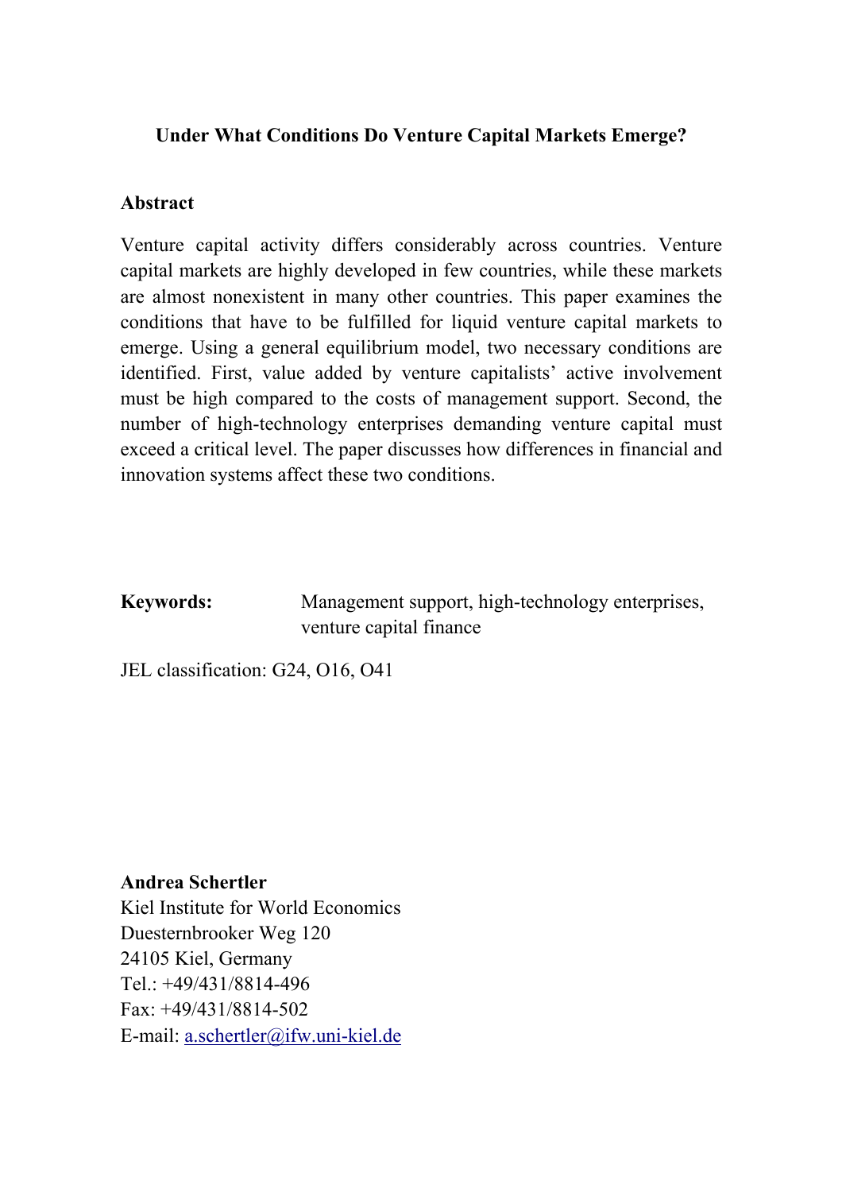**Under What Conditions Do Venture Capital Markets Emerge?**

**Abstract**

Venture capital activity differs considerably across countries. Venture capital markets are highly developed in few countries, while these markets are almost nonexistent in many other countries. This paper examines the conditions that have to be fulfilled for liquid venture capital markets to emerge. Using a general equilibrium model, two necessary conditions are identified. First, value added by venture capitalists' active involvement must be high compared to the costs of management support. Second, the number of high-technology enterprises demanding venture capital must exceed a critical level. The paper discusses how differences in financial and innovation systems affect these two conditions.

**Keywords:** Management support, high-technology enterprises, venture capital finance

JEL classification: G24, O16, O41

**Andrea Schertler**
Kiel Institute for World Economics
Duesternbrooker Weg 120
24105 Kiel, Germany
Tel.: +49/431/8814-496
Fax: +49/431/8814-502
E-mail: a.schertler@ifw.uni-kiel.de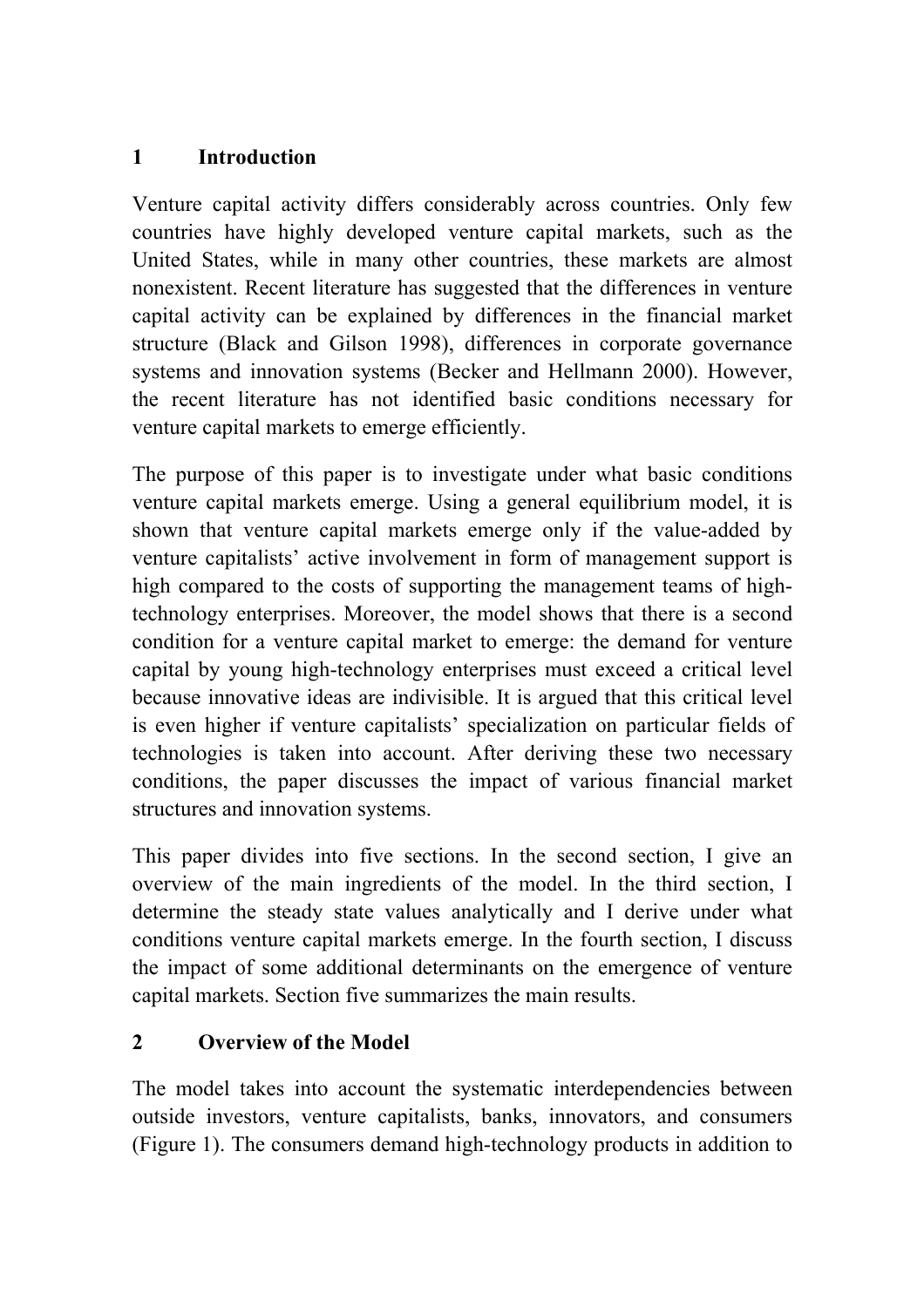## 1 Introduction

Venture capital activity differs considerably across countries. Only few countries have highly developed venture capital markets, such as the United States, while in many other countries, these markets are almost nonexistent. Recent literature has suggested that the differences in venture capital activity can be explained by differences in the financial market structure (Black and Gilson 1998), differences in corporate governance systems and innovation systems (Becker and Hellmann 2000). However, the recent literature has not identified basic conditions necessary for venture capital markets to emerge efficiently.

The purpose of this paper is to investigate under what basic conditions venture capital markets emerge. Using a general equilibrium model, it is shown that venture capital markets emerge only if the value-added by venture capitalists' active involvement in form of management support is high compared to the costs of supporting the management teams of high-technology enterprises. Moreover, the model shows that there is a second condition for a venture capital market to emerge: the demand for venture capital by young high-technology enterprises must exceed a critical level because innovative ideas are indivisible. It is argued that this critical level is even higher if venture capitalists' specialization on particular fields of technologies is taken into account. After deriving these two necessary conditions, the paper discusses the impact of various financial market structures and innovation systems.

This paper divides into five sections. In the second section, I give an overview of the main ingredients of the model. In the third section, I determine the steady state values analytically and I derive under what conditions venture capital markets emerge. In the fourth section, I discuss the impact of some additional determinants on the emergence of venture capital markets. Section five summarizes the main results.

## 2 Overview of the Model

The model takes into account the systematic interdependencies between outside investors, venture capitalists, banks, innovators, and consumers (Figure 1). The consumers demand high-technology products in addition to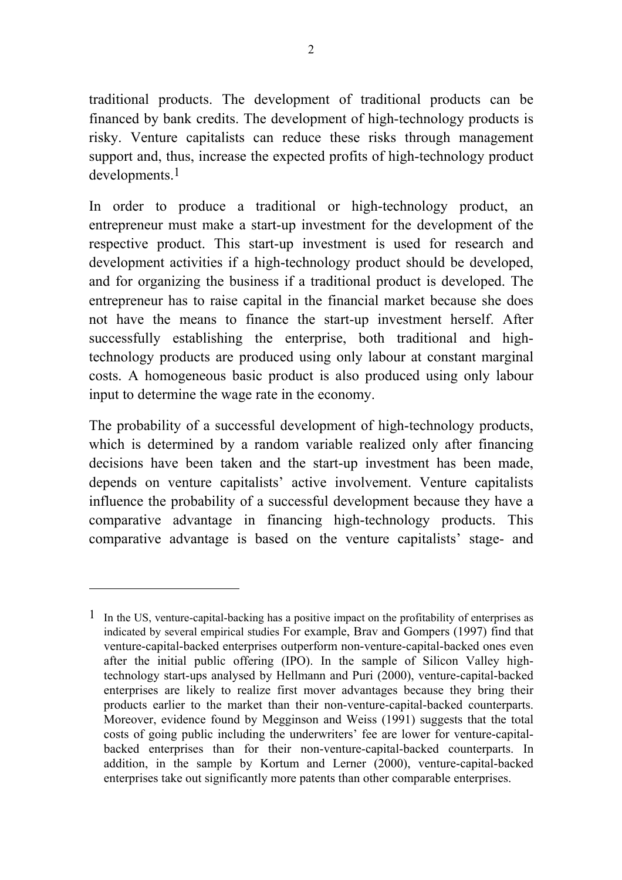traditional products. The development of traditional products can be financed by bank credits. The development of high-technology products is risky. Venture capitalists can reduce these risks through management support and, thus, increase the expected profits of high-technology product developments.[1]

In order to produce a traditional or high-technology product, an entrepreneur must make a start-up investment for the development of the respective product. This start-up investment is used for research and development activities if a high-technology product should be developed, and for organizing the business if a traditional product is developed. The entrepreneur has to raise capital in the financial market because she does not have the means to finance the start-up investment herself. After successfully establishing the enterprise, both traditional and high-technology products are produced using only labour at constant marginal costs. A homogeneous basic product is also produced using only labour input to determine the wage rate in the economy.

The probability of a successful development of high-technology products, which is determined by a random variable realized only after financing decisions have been taken and the start-up investment has been made, depends on venture capitalists' active involvement. Venture capitalists influence the probability of a successful development because they have a comparative advantage in financing high-technology products. This comparative advantage is based on the venture capitalists' stage- and

---

[1] In the US, venture-capital-backing has a positive impact on the profitability of enterprises as indicated by several empirical studies For example, Brav and Gompers (1997) find that venture-capital-backed enterprises outperform non-venture-capital-backed ones even after the initial public offering (IPO). In the sample of Silicon Valley high-technology start-ups analysed by Hellmann and Puri (2000), venture-capital-backed enterprises are likely to realize first mover advantages because they bring their products earlier to the market than their non-venture-capital-backed counterparts. Moreover, evidence found by Megginson and Weiss (1991) suggests that the total costs of going public including the underwriters' fee are lower for venture-capital-backed enterprises than for their non-venture-capital-backed counterparts. In addition, in the sample by Kortum and Lerner (2000), venture-capital-backed enterprises take out significantly more patents than other comparable enterprises.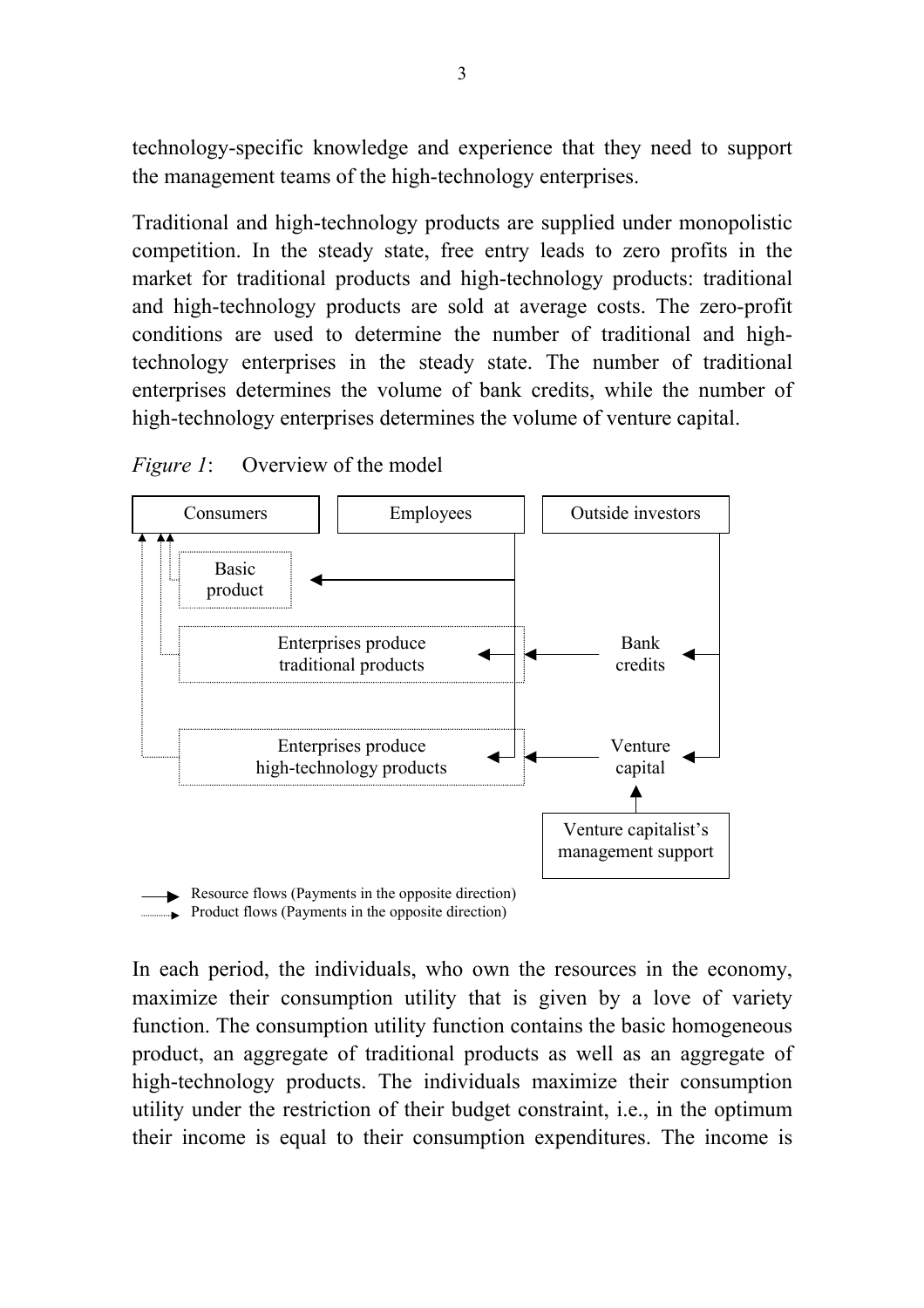technology-specific knowledge and experience that they need to support the management teams of the high-technology enterprises.

Traditional and high-technology products are supplied under monopolistic competition. In the steady state, free entry leads to zero profits in the market for traditional products and high-technology products: traditional and high-technology products are sold at average costs. The zero-profit conditions are used to determine the number of traditional and high-technology enterprises in the steady state. The number of traditional enterprises determines the volume of bank credits, while the number of high-technology enterprises determines the volume of venture capital.

*Figure 1*: Overview of the model

Consumers | Employees | Outside investors

Basic product

Enterprises produce traditional products | Bank credits

Enterprises produce high-technology products | Venture capital

Venture capitalist's management support

Resource flows (Payments in the opposite direction)
Product flows (Payments in the opposite direction)

In each period, the individuals, who own the resources in the economy, maximize their consumption utility that is given by a love of variety function. The consumption utility function contains the basic homogeneous product, an aggregate of traditional products as well as an aggregate of high-technology products. The individuals maximize their consumption utility under the restriction of their budget constraint, i.e., in the optimum their income is equal to their consumption expenditures. The income is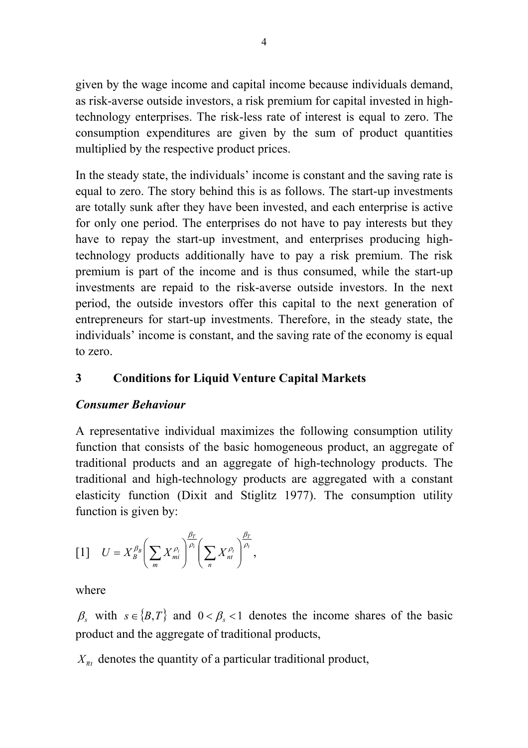given by the wage income and capital income because individuals demand, as risk-averse outside investors, a risk premium for capital invested in high-technology enterprises. The risk-less rate of interest is equal to zero. The consumption expenditures are given by the sum of product quantities multiplied by the respective product prices.

In the steady state, the individuals' income is constant and the saving rate is equal to zero. The story behind this is as follows. The start-up investments are totally sunk after they have been invested, and each enterprise is active for only one period. The enterprises do not have to pay interests but they have to repay the start-up investment, and enterprises producing high-technology products additionally have to pay a risk premium. The risk premium is part of the income and is thus consumed, while the start-up investments are repaid to the risk-averse outside investors. In the next period, the outside investors offer this capital to the next generation of entrepreneurs for start-up investments. Therefore, in the steady state, the individuals' income is constant, and the saving rate of the economy is equal to zero.

## 3 Conditions for Liquid Venture Capital Markets

### *Consumer Behaviour*

A representative individual maximizes the following consumption utility function that consists of the basic homogeneous product, an aggregate of traditional products and an aggregate of high-technology products. The traditional and high-technology products are aggregated with a constant elasticity function (Dixit and Stiglitz 1977). The consumption utility function is given by:

$$[1] \quad U = X_B^{\beta_B} \left( \sum_m X_{mi}^{\rho_i} \right)^{\frac{\beta_T}{\rho_i}} \left( \sum_n X_{nt}^{\rho_t} \right)^{\frac{\beta_T}{\rho_t}},$$

where

$\beta_s$ with $s \in \{B, T\}$ and $0 < \beta_s < 1$ denotes the income shares of the basic product and the aggregate of traditional products,

$X_{\bar{n}t}$ denotes the quantity of a particular traditional product,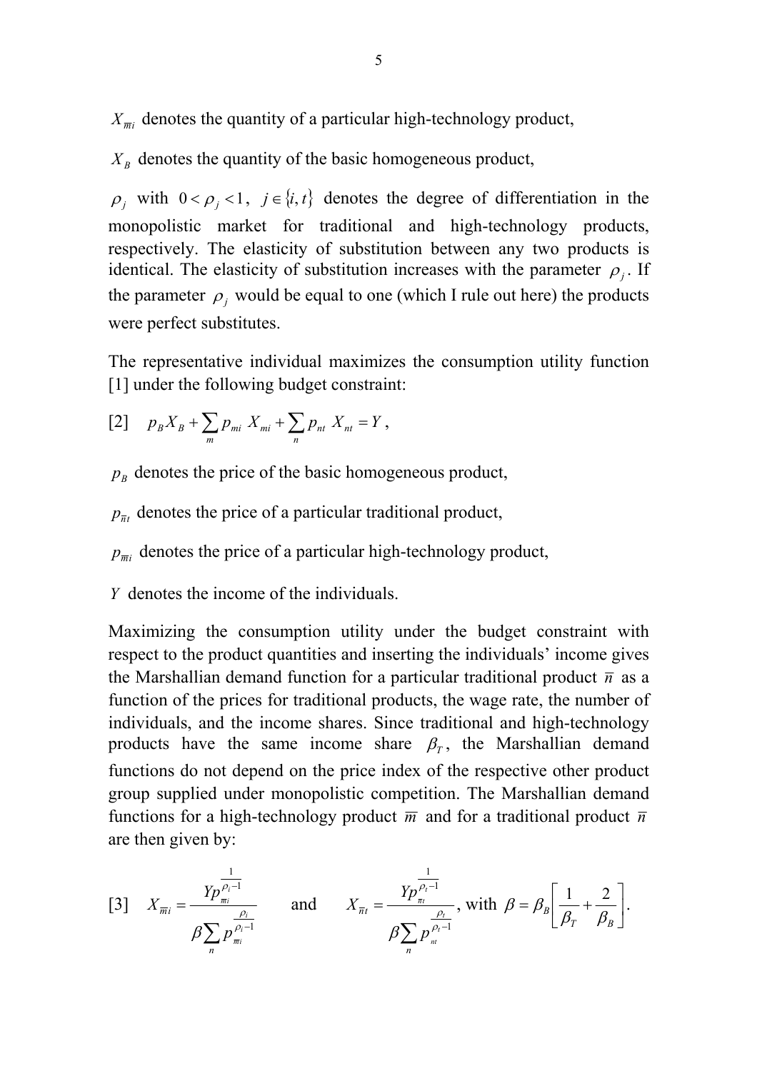$X_{\overline{m}i}$ denotes the quantity of a particular high-technology product,

$X_B$ denotes the quantity of the basic homogeneous product,

$\rho_j$ with $0 < \rho_j < 1$, $j \in \{i, t\}$ denotes the degree of differentiation in the monopolistic market for traditional and high-technology products, respectively. The elasticity of substitution between any two products is identical. The elasticity of substitution increases with the parameter $\rho_j$. If the parameter $\rho_j$ would be equal to one (which I rule out here) the products were perfect substitutes.

The representative individual maximizes the consumption utility function [1] under the following budget constraint:

$$[2] \quad p_B X_B + \sum_m p_{mi} \, X_{mi} + \sum_n p_{nt} \, X_{nt} = Y \,,$$

$p_B$ denotes the price of the basic homogeneous product,

$p_{\overline{n}t}$ denotes the price of a particular traditional product,

$p_{\overline{m}i}$ denotes the price of a particular high-technology product,

$Y$ denotes the income of the individuals.

Maximizing the consumption utility under the budget constraint with respect to the product quantities and inserting the individuals' income gives the Marshallian demand function for a particular traditional product $\overline{n}$ as a function of the prices for traditional products, the wage rate, the number of individuals, and the income shares. Since traditional and high-technology products have the same income share $\beta_T$, the Marshallian demand functions do not depend on the price index of the respective other product group supplied under monopolistic competition. The Marshallian demand functions for a high-technology product $\overline{m}$ and for a traditional product $\overline{n}$ are then given by:

$$[3] \quad X_{\overline{m}i} = \frac{Y p_{\overline{m}i}^{\frac{1}{\rho_i - 1}}}{\beta \sum_n p_{\overline{m}i}^{\frac{\rho_i}{\rho_i - 1}}} \qquad \text{and} \qquad X_{\overline{n}t} = \frac{Y p_{\overline{n}t}^{\frac{1}{\rho_t - 1}}}{\beta \sum_n p_{nt}^{\frac{\rho_t}{\rho_t - 1}}}, \text{ with } \beta = \beta_B \left[ \frac{1}{\beta_T} + \frac{2}{\beta_B} \right].$$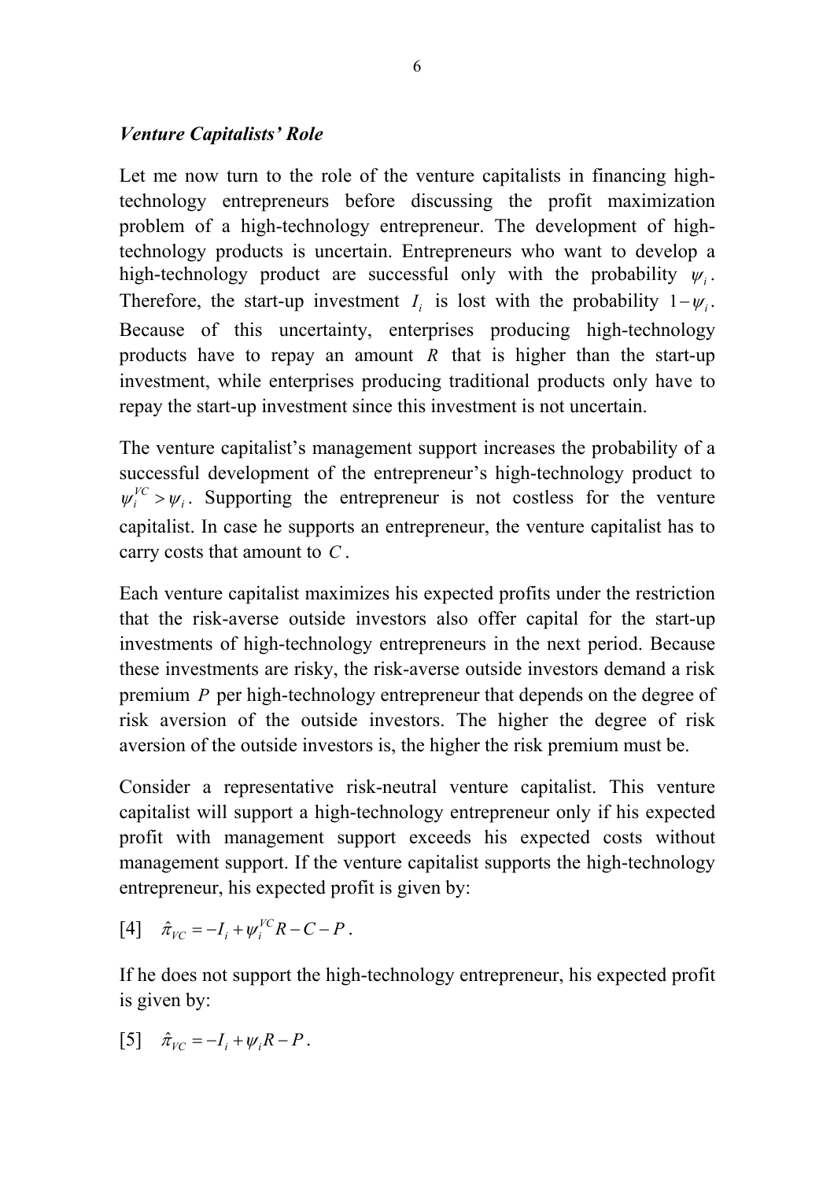### *Venture Capitalists' Role*

Let me now turn to the role of the venture capitalists in financing high-technology entrepreneurs before discussing the profit maximization problem of a high-technology entrepreneur. The development of high-technology products is uncertain. Entrepreneurs who want to develop a high-technology product are successful only with the probability $\psi_i$. Therefore, the start-up investment $I_i$ is lost with the probability $1-\psi_i$. Because of this uncertainty, enterprises producing high-technology products have to repay an amount $R$ that is higher than the start-up investment, while enterprises producing traditional products only have to repay the start-up investment since this investment is not uncertain.

The venture capitalist's management support increases the probability of a successful development of the entrepreneur's high-technology product to $\psi_i^{VC} > \psi_i$. Supporting the entrepreneur is not costless for the venture capitalist. In case he supports an entrepreneur, the venture capitalist has to carry costs that amount to $C$.

Each venture capitalist maximizes his expected profits under the restriction that the risk-averse outside investors also offer capital for the start-up investments of high-technology entrepreneurs in the next period. Because these investments are risky, the risk-averse outside investors demand a risk premium $P$ per high-technology entrepreneur that depends on the degree of risk aversion of the outside investors. The higher the degree of risk aversion of the outside investors is, the higher the risk premium must be.

Consider a representative risk-neutral venture capitalist. This venture capitalist will support a high-technology entrepreneur only if his expected profit with management support exceeds his expected costs without management support. If the venture capitalist supports the high-technology entrepreneur, his expected profit is given by:

$$[4] \quad \hat{\pi}_{VC} = -I_i + \psi_i^{VC} R - C - P .$$

If he does not support the high-technology entrepreneur, his expected profit is given by:

$$[5] \quad \hat{\pi}_{VC} = -I_i + \psi_i R - P .$$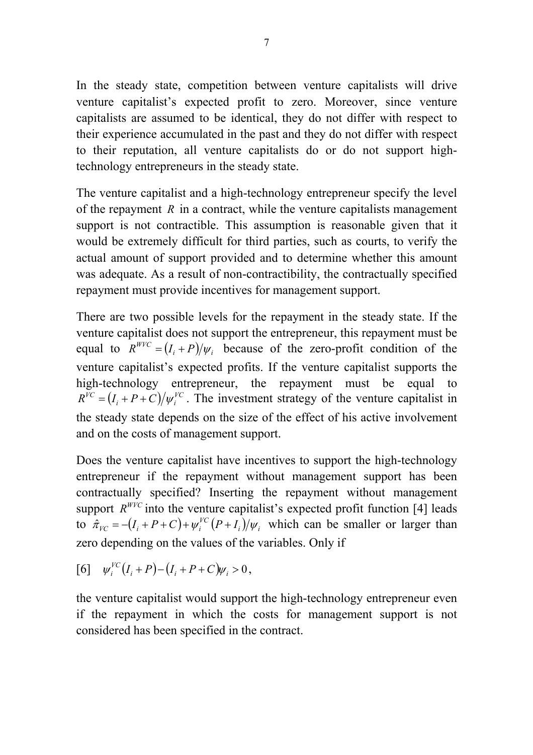In the steady state, competition between venture capitalists will drive venture capitalist's expected profit to zero. Moreover, since venture capitalists are assumed to be identical, they do not differ with respect to their experience accumulated in the past and they do not differ with respect to their reputation, all venture capitalists do or do not support high-technology entrepreneurs in the steady state.

The venture capitalist and a high-technology entrepreneur specify the level of the repayment $R$ in a contract, while the venture capitalists management support is not contractible. This assumption is reasonable given that it would be extremely difficult for third parties, such as courts, to verify the actual amount of support provided and to determine whether this amount was adequate. As a result of non-contractibility, the contractually specified repayment must provide incentives for management support.

There are two possible levels for the repayment in the steady state. If the venture capitalist does not support the entrepreneur, this repayment must be equal to $R^{WVC} = (I_i + P)/\psi_i$ because of the zero-profit condition of the venture capitalist's expected profits. If the venture capitalist supports the high-technology entrepreneur, the repayment must be equal to $R^{VC} = (I_i + P + C)/\psi_i^{VC}$. The investment strategy of the venture capitalist in the steady state depends on the size of the effect of his active involvement and on the costs of management support.

Does the venture capitalist have incentives to support the high-technology entrepreneur if the repayment without management support has been contractually specified? Inserting the repayment without management support $R^{WVC}$ into the venture capitalist's expected profit function [4] leads to $\hat{\pi}_{VC} = -(I_i + P + C) + \psi_i^{VC}(P + I_i)/\psi_i$ which can be smaller or larger than zero depending on the values of the variables. Only if

$$[6] \quad \psi_i^{VC}(I_i + P) - (I_i + P + C)\psi_i > 0,$$

the venture capitalist would support the high-technology entrepreneur even if the repayment in which the costs for management support is not considered has been specified in the contract.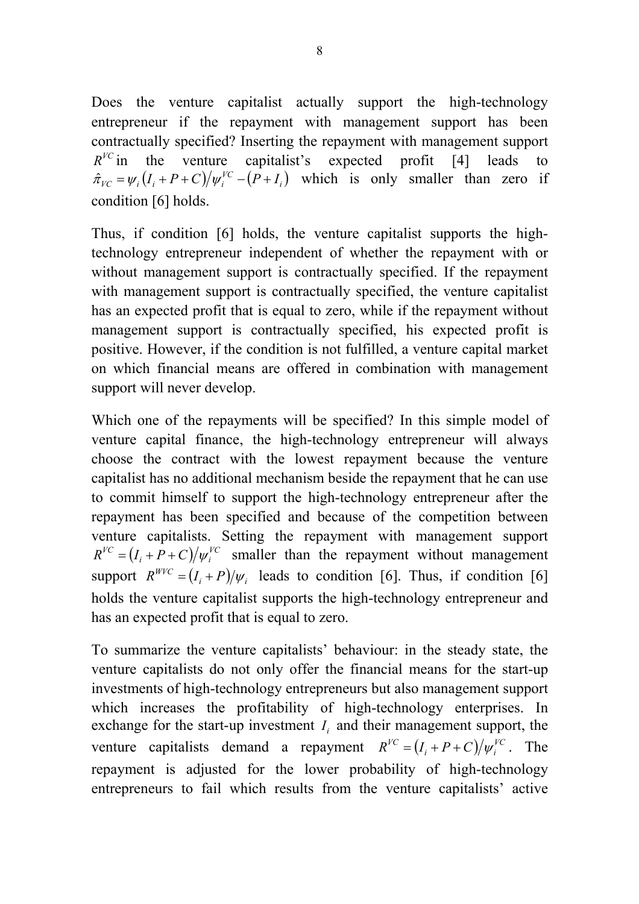Does the venture capitalist actually support the high-technology entrepreneur if the repayment with management support has been contractually specified? Inserting the repayment with management support $R^{VC}$ in the venture capitalist's expected profit [4] leads to $\hat{\pi}_{VC} = \psi_i \left(I_i + P + C\right)/\psi_i^{VC} - \left(P + I_i\right)$ which is only smaller than zero if condition [6] holds.

Thus, if condition [6] holds, the venture capitalist supports the high-technology entrepreneur independent of whether the repayment with or without management support is contractually specified. If the repayment with management support is contractually specified, the venture capitalist has an expected profit that is equal to zero, while if the repayment without management support is contractually specified, his expected profit is positive. However, if the condition is not fulfilled, a venture capital market on which financial means are offered in combination with management support will never develop.

Which one of the repayments will be specified? In this simple model of venture capital finance, the high-technology entrepreneur will always choose the contract with the lowest repayment because the venture capitalist has no additional mechanism beside the repayment that he can use to commit himself to support the high-technology entrepreneur after the repayment has been specified and because of the competition between venture capitalists. Setting the repayment with management support $R^{VC} = \left(I_i + P + C\right)/\psi_i^{VC}$ smaller than the repayment without management support $R^{WVC} = \left(I_i + P\right)/\psi_i$ leads to condition [6]. Thus, if condition [6] holds the venture capitalist supports the high-technology entrepreneur and has an expected profit that is equal to zero.

To summarize the venture capitalists' behaviour: in the steady state, the venture capitalists do not only offer the financial means for the start-up investments of high-technology entrepreneurs but also management support which increases the profitability of high-technology enterprises. In exchange for the start-up investment $I_i$ and their management support, the venture capitalists demand a repayment $R^{VC} = \left(I_i + P + C\right)/\psi_i^{VC}$. The repayment is adjusted for the lower probability of high-technology entrepreneurs to fail which results from the venture capitalists' active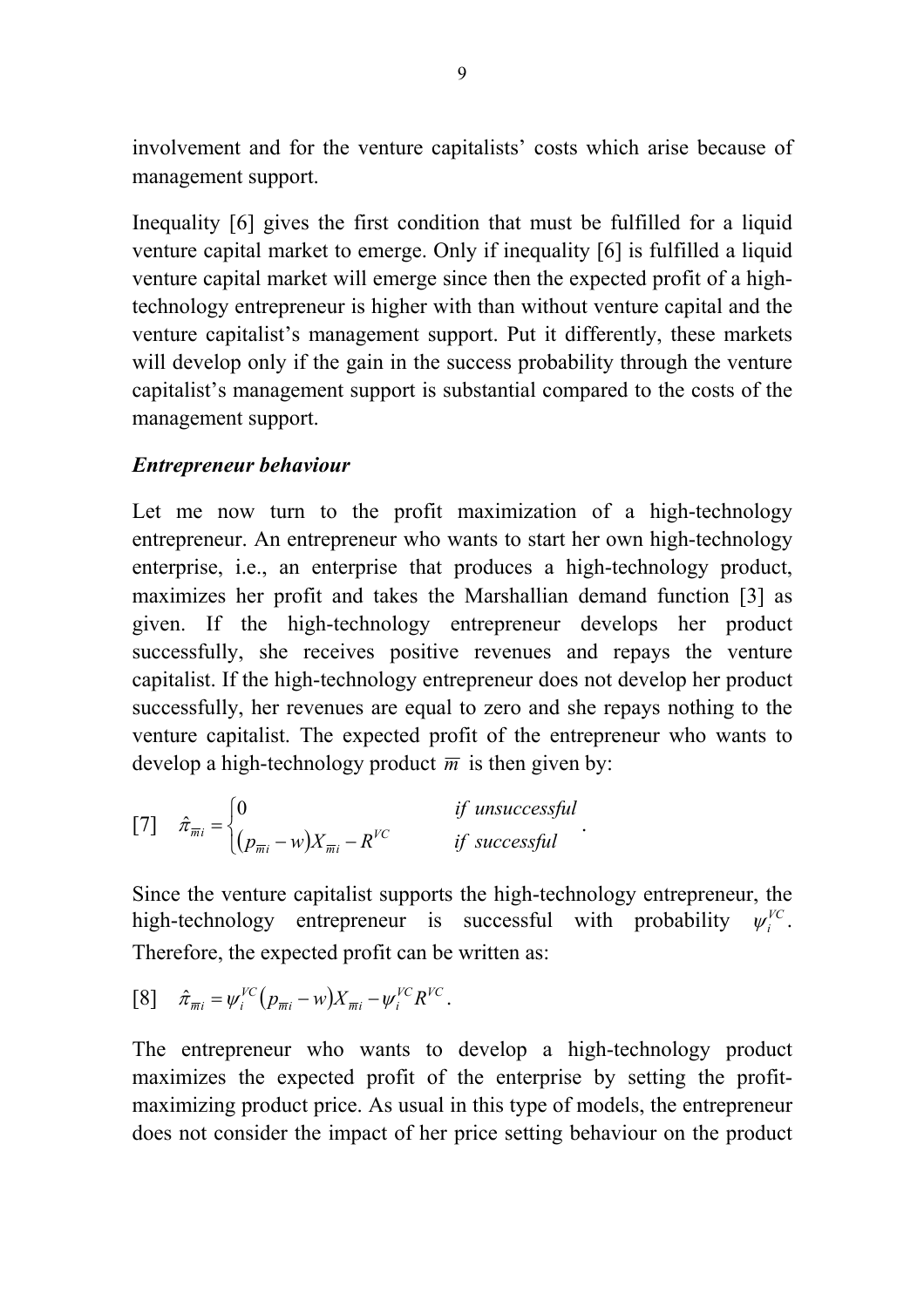involvement and for the venture capitalists' costs which arise because of management support.

Inequality [6] gives the first condition that must be fulfilled for a liquid venture capital market to emerge. Only if inequality [6] is fulfilled a liquid venture capital market will emerge since then the expected profit of a high-technology entrepreneur is higher with than without venture capital and the venture capitalist's management support. Put it differently, these markets will develop only if the gain in the success probability through the venture capitalist's management support is substantial compared to the costs of the management support.

***Entrepreneur behaviour***

Let me now turn to the profit maximization of a high-technology entrepreneur. An entrepreneur who wants to start her own high-technology enterprise, i.e., an enterprise that produces a high-technology product, maximizes her profit and takes the Marshallian demand function [3] as given. If the high-technology entrepreneur develops her product successfully, she receives positive revenues and repays the venture capitalist. If the high-technology entrepreneur does not develop her product successfully, her revenues are equal to zero and she repays nothing to the venture capitalist. The expected profit of the entrepreneur who wants to develop a high-technology product $\overline{m}$ is then given by:

$$[7] \quad \hat{\pi}_{\overline{m}i} = \begin{cases} 0 & \text{if unsuccessful} \\ (p_{\overline{m}i} - w)X_{\overline{m}i} - R^{VC} & \text{if successful} \end{cases} .$$

Since the venture capitalist supports the high-technology entrepreneur, the high-technology entrepreneur is successful with probability $\psi_i^{VC}$. Therefore, the expected profit can be written as:

$$[8] \quad \hat{\pi}_{\overline{m}i} = \psi_i^{VC}(p_{\overline{m}i} - w)X_{\overline{m}i} - \psi_i^{VC}R^{VC} .$$

The entrepreneur who wants to develop a high-technology product maximizes the expected profit of the enterprise by setting the profit-maximizing product price. As usual in this type of models, the entrepreneur does not consider the impact of her price setting behaviour on the product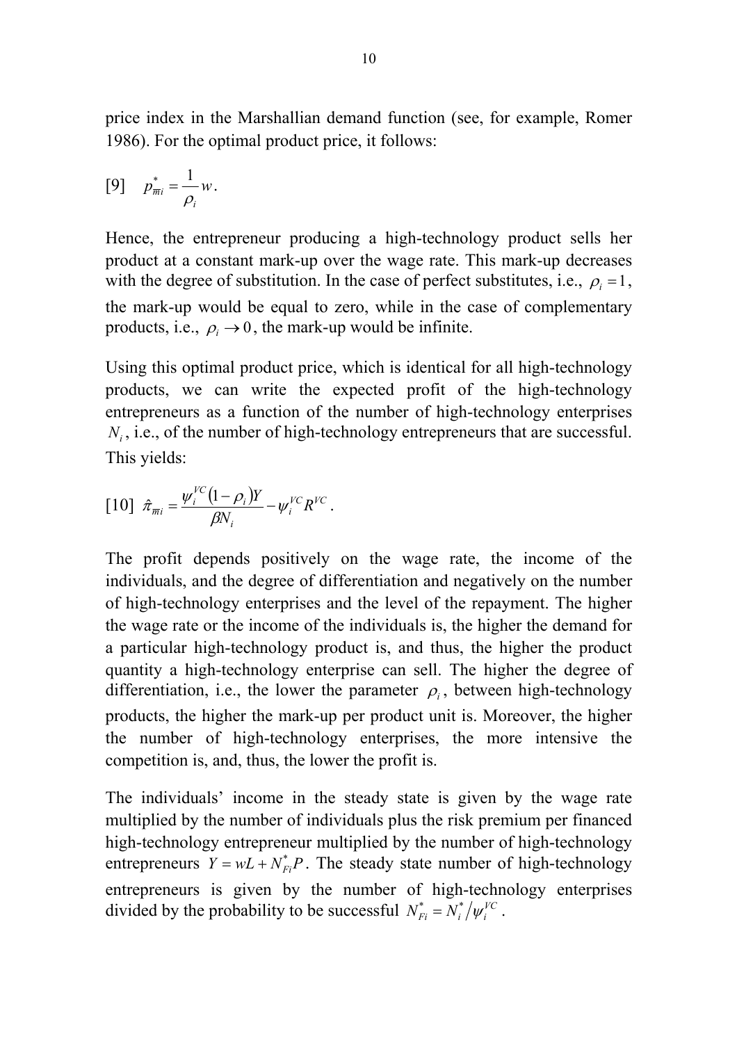price index in the Marshallian demand function (see, for example, Romer 1986). For the optimal product price, it follows:

$$[9] \quad p_{\overline{m}i}^{*} = \frac{1}{\rho_i} w .$$

Hence, the entrepreneur producing a high-technology product sells her product at a constant mark-up over the wage rate. This mark-up decreases with the degree of substitution. In the case of perfect substitutes, i.e., $\rho_i = 1$, the mark-up would be equal to zero, while in the case of complementary products, i.e., $\rho_i \to 0$, the mark-up would be infinite.

Using this optimal product price, which is identical for all high-technology products, we can write the expected profit of the high-technology entrepreneurs as a function of the number of high-technology enterprises $N_i$, i.e., of the number of high-technology entrepreneurs that are successful. This yields:

$$[10] \quad \hat{\pi}_{\overline{m}i} = \frac{\psi_i^{VC}(1-\rho_i)Y}{\beta N_i} - \psi_i^{VC} R^{VC} .$$

The profit depends positively on the wage rate, the income of the individuals, and the degree of differentiation and negatively on the number of high-technology enterprises and the level of the repayment. The higher the wage rate or the income of the individuals is, the higher the demand for a particular high-technology product is, and thus, the higher the product quantity a high-technology enterprise can sell. The higher the degree of differentiation, i.e., the lower the parameter $\rho_i$, between high-technology products, the higher the mark-up per product unit is. Moreover, the higher the number of high-technology enterprises, the more intensive the competition is, and, thus, the lower the profit is.

The individuals' income in the steady state is given by the wage rate multiplied by the number of individuals plus the risk premium per financed high-technology entrepreneur multiplied by the number of high-technology entrepreneurs $Y = wL + N_{Fi}^{*}P$. The steady state number of high-technology entrepreneurs is given by the number of high-technology enterprises divided by the probability to be successful $N_{Fi}^{*} = N_i^{*} / \psi_i^{VC}$.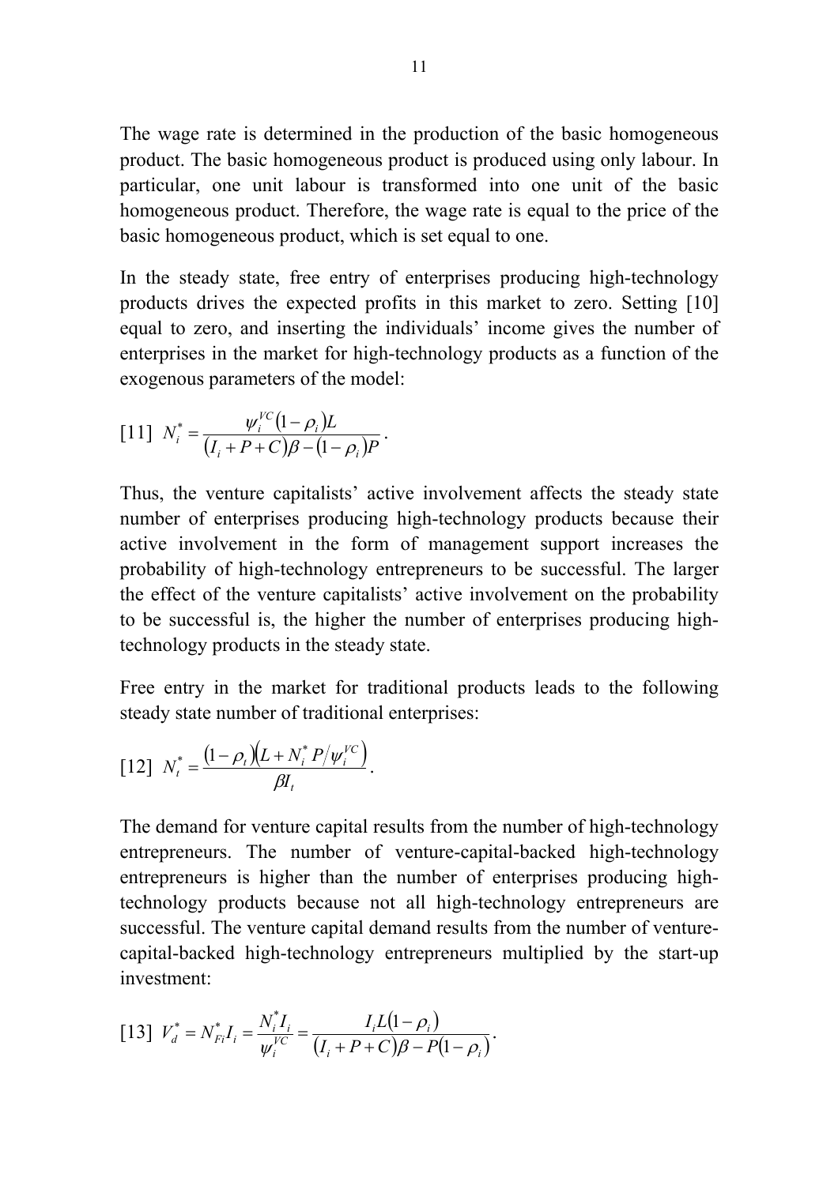The wage rate is determined in the production of the basic homogeneous product. The basic homogeneous product is produced using only labour. In particular, one unit labour is transformed into one unit of the basic homogeneous product. Therefore, the wage rate is equal to the price of the basic homogeneous product, which is set equal to one.

In the steady state, free entry of enterprises producing high-technology products drives the expected profits in this market to zero. Setting [10] equal to zero, and inserting the individuals' income gives the number of enterprises in the market for high-technology products as a function of the exogenous parameters of the model:

$$[11]\quad N_i^* = \frac{\psi_i^{VC}(1-\rho_i)L}{(I_i + P + C)\beta - (1-\rho_i)P}.$$

Thus, the venture capitalists' active involvement affects the steady state number of enterprises producing high-technology products because their active involvement in the form of management support increases the probability of high-technology entrepreneurs to be successful. The larger the effect of the venture capitalists' active involvement on the probability to be successful is, the higher the number of enterprises producing high-technology products in the steady state.

Free entry in the market for traditional products leads to the following steady state number of traditional enterprises:

$$[12]\quad N_t^* = \frac{(1-\rho_t)\left(L + N_i^* P / \psi_i^{VC}\right)}{\beta I_t}.$$

The demand for venture capital results from the number of high-technology entrepreneurs. The number of venture-capital-backed high-technology entrepreneurs is higher than the number of enterprises producing high-technology products because not all high-technology entrepreneurs are successful. The venture capital demand results from the number of venture-capital-backed high-technology entrepreneurs multiplied by the start-up investment:

$$[13]\quad V_d^* = N_{Fi}^* I_i = \frac{N_i^* I_i}{\psi_i^{VC}} = \frac{I_i L(1-\rho_i)}{(I_i + P + C)\beta - P(1-\rho_i)}.$$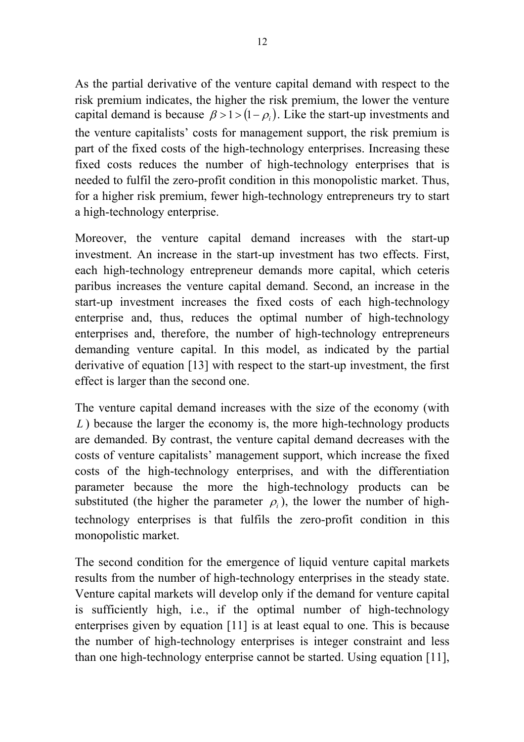As the partial derivative of the venture capital demand with respect to the risk premium indicates, the higher the risk premium, the lower the venture capital demand is because $\beta > 1 > (1 - \rho_i)$. Like the start-up investments and the venture capitalists' costs for management support, the risk premium is part of the fixed costs of the high-technology enterprises. Increasing these fixed costs reduces the number of high-technology enterprises that is needed to fulfil the zero-profit condition in this monopolistic market. Thus, for a higher risk premium, fewer high-technology entrepreneurs try to start a high-technology enterprise.

Moreover, the venture capital demand increases with the start-up investment. An increase in the start-up investment has two effects. First, each high-technology entrepreneur demands more capital, which ceteris paribus increases the venture capital demand. Second, an increase in the start-up investment increases the fixed costs of each high-technology enterprise and, thus, reduces the optimal number of high-technology enterprises and, therefore, the number of high-technology entrepreneurs demanding venture capital. In this model, as indicated by the partial derivative of equation [13] with respect to the start-up investment, the first effect is larger than the second one.

The venture capital demand increases with the size of the economy (with $L$) because the larger the economy is, the more high-technology products are demanded. By contrast, the venture capital demand decreases with the costs of venture capitalists' management support, which increase the fixed costs of the high-technology enterprises, and with the differentiation parameter because the more the high-technology products can be substituted (the higher the parameter $\rho_i$), the lower the number of high-technology enterprises is that fulfils the zero-profit condition in this monopolistic market.

The second condition for the emergence of liquid venture capital markets results from the number of high-technology enterprises in the steady state. Venture capital markets will develop only if the demand for venture capital is sufficiently high, i.e., if the optimal number of high-technology enterprises given by equation [11] is at least equal to one. This is because the number of high-technology enterprises is integer constraint and less than one high-technology enterprise cannot be started. Using equation [11],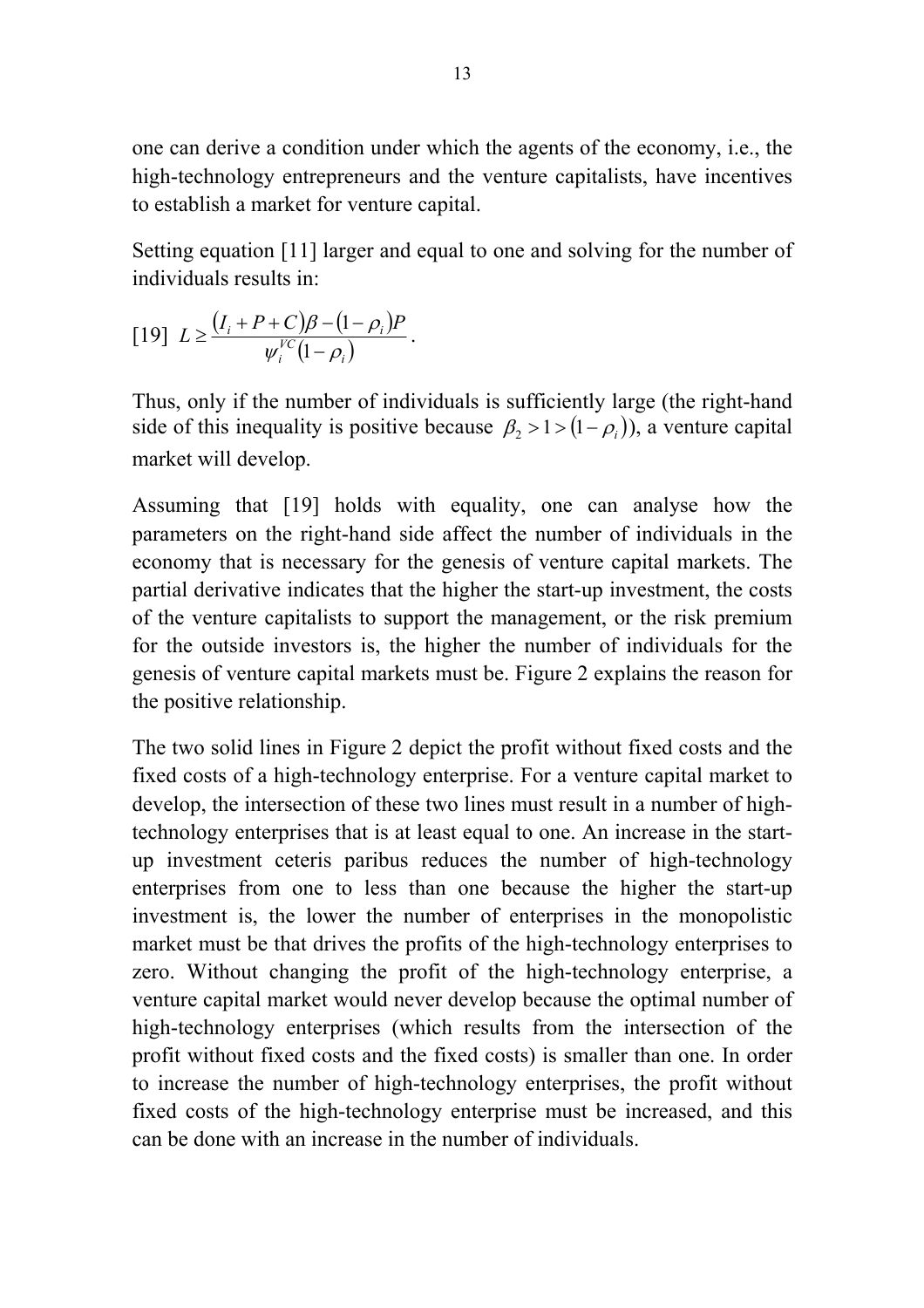one can derive a condition under which the agents of the economy, i.e., the high-technology entrepreneurs and the venture capitalists, have incentives to establish a market for venture capital.

Setting equation [11] larger and equal to one and solving for the number of individuals results in:

$$[19]\quad L \geq \frac{(I_i + P + C)\beta - (1-\rho_i)P}{\psi_i^{VC}(1-\rho_i)}.$$

Thus, only if the number of individuals is sufficiently large (the right-hand side of this inequality is positive because $\beta_2 > 1 > (1-\rho_i)$), a venture capital market will develop.

Assuming that [19] holds with equality, one can analyse how the parameters on the right-hand side affect the number of individuals in the economy that is necessary for the genesis of venture capital markets. The partial derivative indicates that the higher the start-up investment, the costs of the venture capitalists to support the management, or the risk premium for the outside investors is, the higher the number of individuals for the genesis of venture capital markets must be. Figure 2 explains the reason for the positive relationship.

The two solid lines in Figure 2 depict the profit without fixed costs and the fixed costs of a high-technology enterprise. For a venture capital market to develop, the intersection of these two lines must result in a number of high-technology enterprises that is at least equal to one. An increase in the start-up investment ceteris paribus reduces the number of high-technology enterprises from one to less than one because the higher the start-up investment is, the lower the number of enterprises in the monopolistic market must be that drives the profits of the high-technology enterprises to zero. Without changing the profit of the high-technology enterprise, a venture capital market would never develop because the optimal number of high-technology enterprises (which results from the intersection of the profit without fixed costs and the fixed costs) is smaller than one. In order to increase the number of high-technology enterprises, the profit without fixed costs of the high-technology enterprise must be increased, and this can be done with an increase in the number of individuals.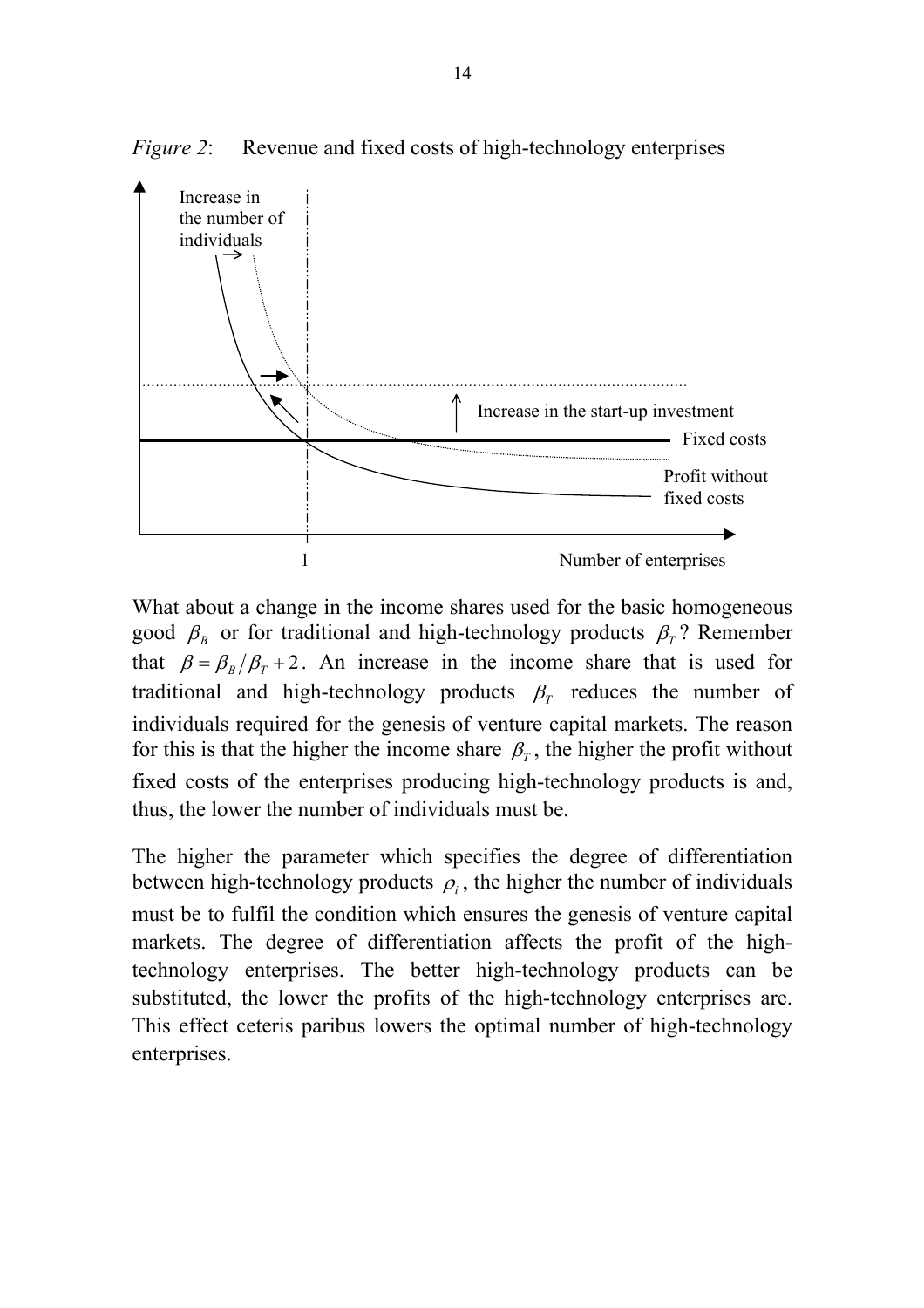*Figure 2*: Revenue and fixed costs of high-technology enterprises

What about a change in the income shares used for the basic homogeneous good $\beta_B$ or for traditional and high-technology products $\beta_T$? Remember that $\beta = \beta_B / \beta_T + 2$. An increase in the income share that is used for traditional and high-technology products $\beta_T$ reduces the number of individuals required for the genesis of venture capital markets. The reason for this is that the higher the income share $\beta_T$, the higher the profit without fixed costs of the enterprises producing high-technology products is and, thus, the lower the number of individuals must be.

The higher the parameter which specifies the degree of differentiation between high-technology products $\rho_i$, the higher the number of individuals must be to fulfil the condition which ensures the genesis of venture capital markets. The degree of differentiation affects the profit of the high-technology enterprises. The better high-technology products can be substituted, the lower the profits of the high-technology enterprises are. This effect ceteris paribus lowers the optimal number of high-technology enterprises.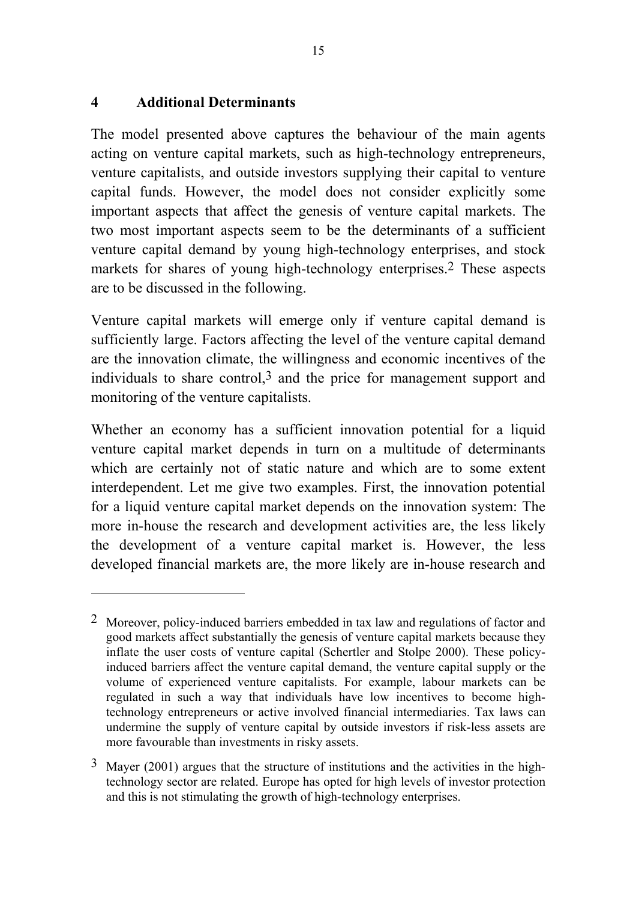## 4 Additional Determinants

The model presented above captures the behaviour of the main agents acting on venture capital markets, such as high-technology entrepreneurs, venture capitalists, and outside investors supplying their capital to venture capital funds. However, the model does not consider explicitly some important aspects that affect the genesis of venture capital markets. The two most important aspects seem to be the determinants of a sufficient venture capital demand by young high-technology enterprises, and stock markets for shares of young high-technology enterprises.[2] These aspects are to be discussed in the following.

Venture capital markets will emerge only if venture capital demand is sufficiently large. Factors affecting the level of the venture capital demand are the innovation climate, the willingness and economic incentives of the individuals to share control,[3] and the price for management support and monitoring of the venture capitalists.

Whether an economy has a sufficient innovation potential for a liquid venture capital market depends in turn on a multitude of determinants which are certainly not of static nature and which are to some extent interdependent. Let me give two examples. First, the innovation potential for a liquid venture capital market depends on the innovation system: The more in-house the research and development activities are, the less likely the development of a venture capital market is. However, the less developed financial markets are, the more likely are in-house research and

---

[2] Moreover, policy-induced barriers embedded in tax law and regulations of factor and good markets affect substantially the genesis of venture capital markets because they inflate the user costs of venture capital (Schertler and Stolpe 2000). These policy-induced barriers affect the venture capital demand, the venture capital supply or the volume of experienced venture capitalists. For example, labour markets can be regulated in such a way that individuals have low incentives to become high-technology entrepreneurs or active involved financial intermediaries. Tax laws can undermine the supply of venture capital by outside investors if risk-less assets are more favourable than investments in risky assets.

[3] Mayer (2001) argues that the structure of institutions and the activities in the high-technology sector are related. Europe has opted for high levels of investor protection and this is not stimulating the growth of high-technology enterprises.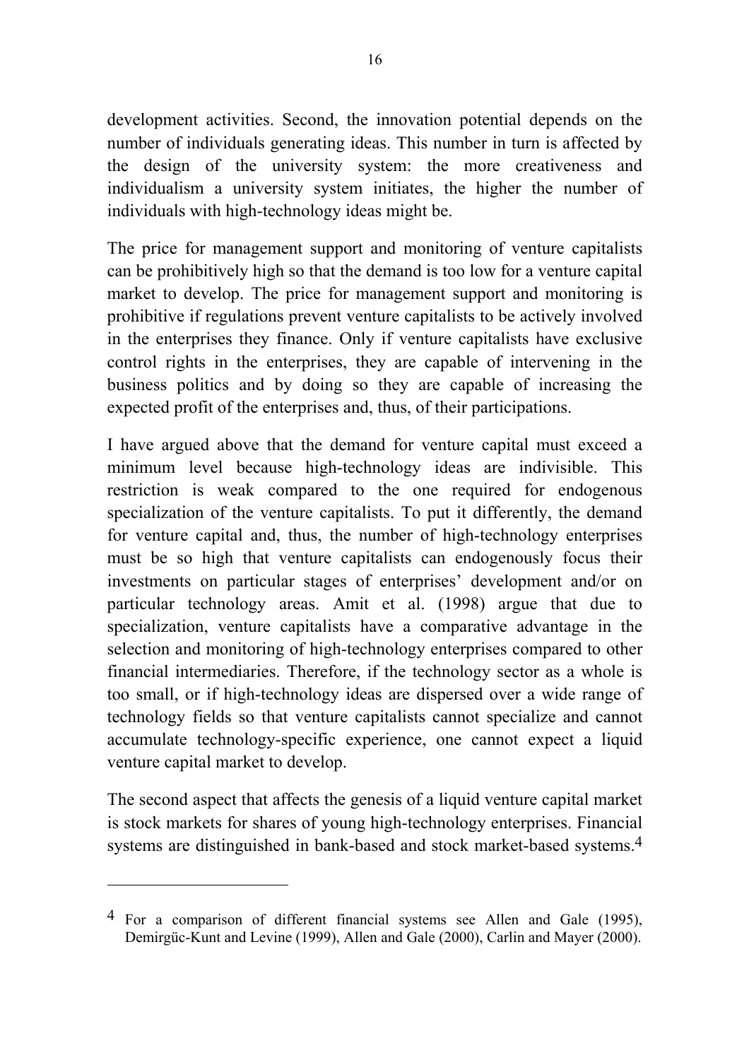development activities. Second, the innovation potential depends on the number of individuals generating ideas. This number in turn is affected by the design of the university system: the more creativeness and individualism a university system initiates, the higher the number of individuals with high-technology ideas might be.

The price for management support and monitoring of venture capitalists can be prohibitively high so that the demand is too low for a venture capital market to develop. The price for management support and monitoring is prohibitive if regulations prevent venture capitalists to be actively involved in the enterprises they finance. Only if venture capitalists have exclusive control rights in the enterprises, they are capable of intervening in the business politics and by doing so they are capable of increasing the expected profit of the enterprises and, thus, of their participations.

I have argued above that the demand for venture capital must exceed a minimum level because high-technology ideas are indivisible. This restriction is weak compared to the one required for endogenous specialization of the venture capitalists. To put it differently, the demand for venture capital and, thus, the number of high-technology enterprises must be so high that venture capitalists can endogenously focus their investments on particular stages of enterprises' development and/or on particular technology areas. Amit et al. (1998) argue that due to specialization, venture capitalists have a comparative advantage in the selection and monitoring of high-technology enterprises compared to other financial intermediaries. Therefore, if the technology sector as a whole is too small, or if high-technology ideas are dispersed over a wide range of technology fields so that venture capitalists cannot specialize and cannot accumulate technology-specific experience, one cannot expect a liquid venture capital market to develop.

The second aspect that affects the genesis of a liquid venture capital market is stock markets for shares of young high-technology enterprises. Financial systems are distinguished in bank-based and stock market-based systems.[4]

---

[4] For a comparison of different financial systems see Allen and Gale (1995), Demirgüc-Kunt and Levine (1999), Allen and Gale (2000), Carlin and Mayer (2000).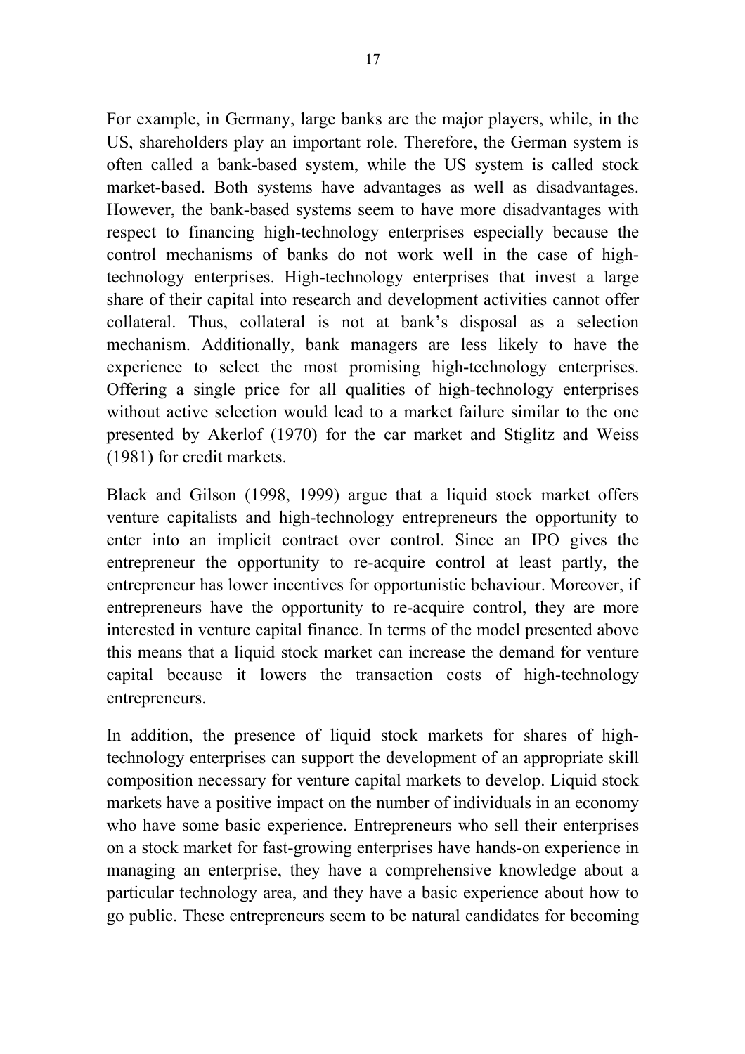For example, in Germany, large banks are the major players, while, in the US, shareholders play an important role. Therefore, the German system is often called a bank-based system, while the US system is called stock market-based. Both systems have advantages as well as disadvantages. However, the bank-based systems seem to have more disadvantages with respect to financing high-technology enterprises especially because the control mechanisms of banks do not work well in the case of high-technology enterprises. High-technology enterprises that invest a large share of their capital into research and development activities cannot offer collateral. Thus, collateral is not at bank's disposal as a selection mechanism. Additionally, bank managers are less likely to have the experience to select the most promising high-technology enterprises. Offering a single price for all qualities of high-technology enterprises without active selection would lead to a market failure similar to the one presented by Akerlof (1970) for the car market and Stiglitz and Weiss (1981) for credit markets.

Black and Gilson (1998, 1999) argue that a liquid stock market offers venture capitalists and high-technology entrepreneurs the opportunity to enter into an implicit contract over control. Since an IPO gives the entrepreneur the opportunity to re-acquire control at least partly, the entrepreneur has lower incentives for opportunistic behaviour. Moreover, if entrepreneurs have the opportunity to re-acquire control, they are more interested in venture capital finance. In terms of the model presented above this means that a liquid stock market can increase the demand for venture capital because it lowers the transaction costs of high-technology entrepreneurs.

In addition, the presence of liquid stock markets for shares of high-technology enterprises can support the development of an appropriate skill composition necessary for venture capital markets to develop. Liquid stock markets have a positive impact on the number of individuals in an economy who have some basic experience. Entrepreneurs who sell their enterprises on a stock market for fast-growing enterprises have hands-on experience in managing an enterprise, they have a comprehensive knowledge about a particular technology area, and they have a basic experience about how to go public. These entrepreneurs seem to be natural candidates for becoming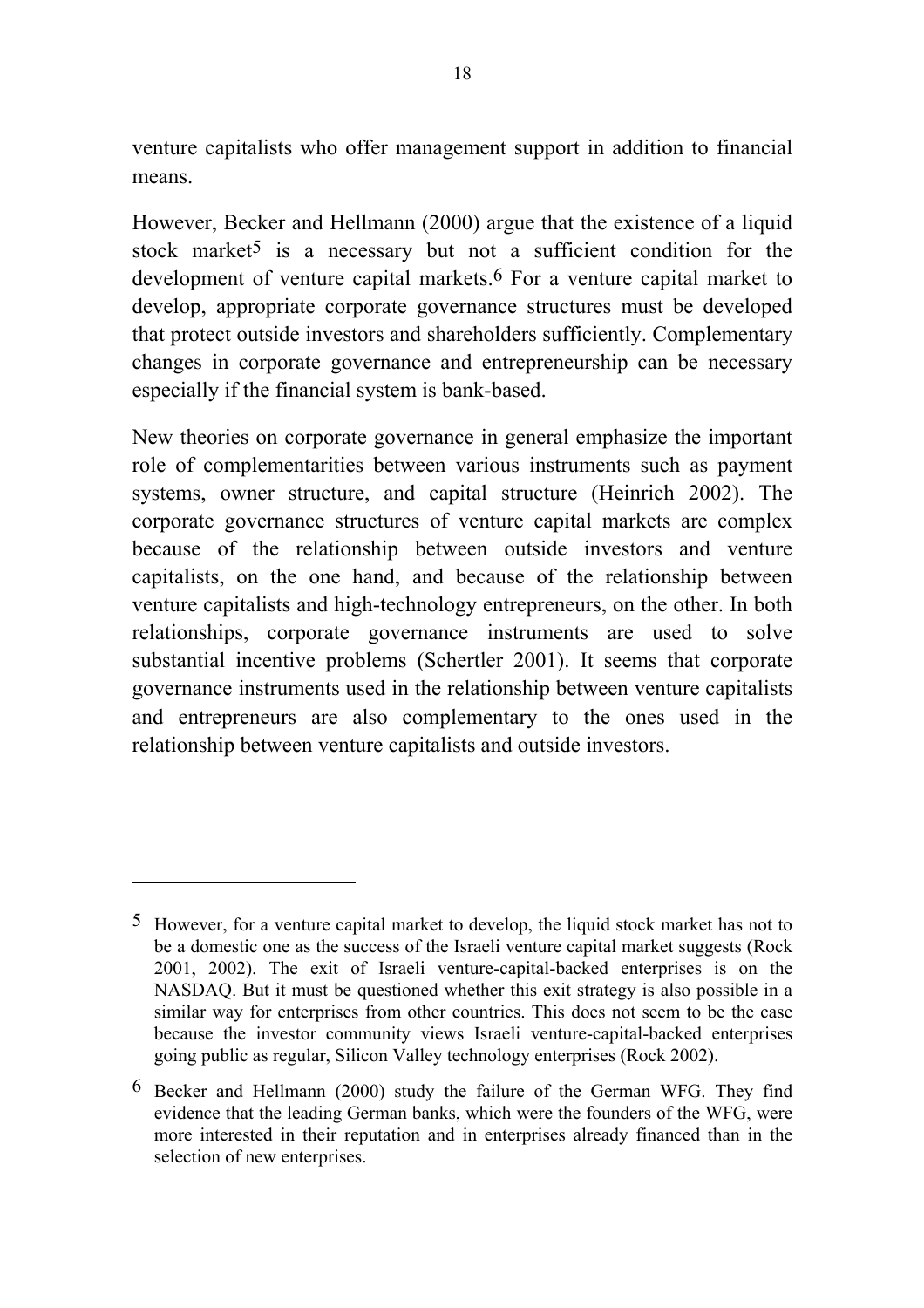venture capitalists who offer management support in addition to financial means.

However, Becker and Hellmann (2000) argue that the existence of a liquid stock market[5] is a necessary but not a sufficient condition for the development of venture capital markets.[6] For a venture capital market to develop, appropriate corporate governance structures must be developed that protect outside investors and shareholders sufficiently. Complementary changes in corporate governance and entrepreneurship can be necessary especially if the financial system is bank-based.

New theories on corporate governance in general emphasize the important role of complementarities between various instruments such as payment systems, owner structure, and capital structure (Heinrich 2002). The corporate governance structures of venture capital markets are complex because of the relationship between outside investors and venture capitalists, on the one hand, and because of the relationship between venture capitalists and high-technology entrepreneurs, on the other. In both relationships, corporate governance instruments are used to solve substantial incentive problems (Schertler 2001). It seems that corporate governance instruments used in the relationship between venture capitalists and entrepreneurs are also complementary to the ones used in the relationship between venture capitalists and outside investors.

---

[5] However, for a venture capital market to develop, the liquid stock market has not to be a domestic one as the success of the Israeli venture capital market suggests (Rock 2001, 2002). The exit of Israeli venture-capital-backed enterprises is on the NASDAQ. But it must be questioned whether this exit strategy is also possible in a similar way for enterprises from other countries. This does not seem to be the case because the investor community views Israeli venture-capital-backed enterprises going public as regular, Silicon Valley technology enterprises (Rock 2002).

[6] Becker and Hellmann (2000) study the failure of the German WFG. They find evidence that the leading German banks, which were the founders of the WFG, were more interested in their reputation and in enterprises already financed than in the selection of new enterprises.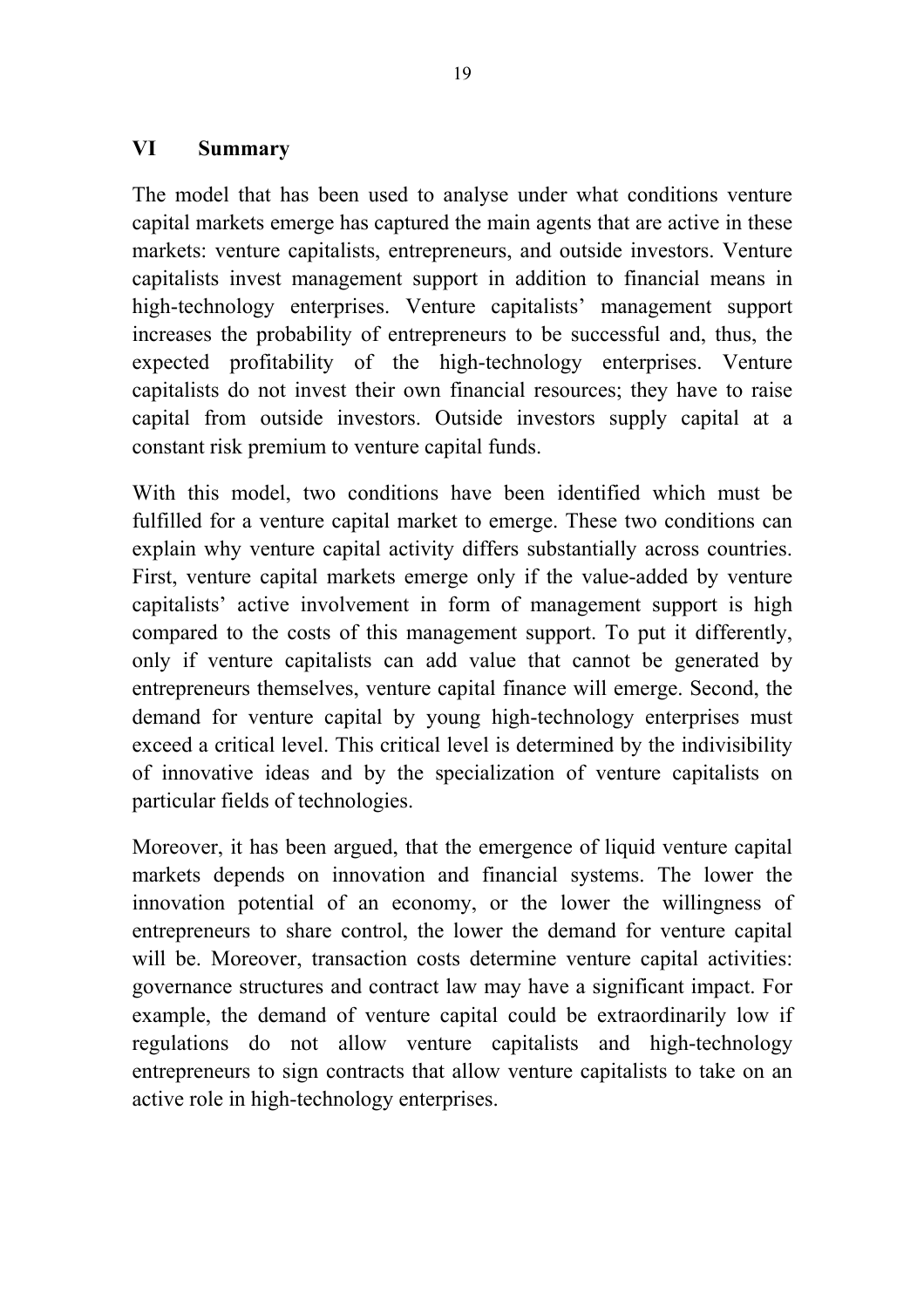## VI Summary

The model that has been used to analyse under what conditions venture capital markets emerge has captured the main agents that are active in these markets: venture capitalists, entrepreneurs, and outside investors. Venture capitalists invest management support in addition to financial means in high-technology enterprises. Venture capitalists' management support increases the probability of entrepreneurs to be successful and, thus, the expected profitability of the high-technology enterprises. Venture capitalists do not invest their own financial resources; they have to raise capital from outside investors. Outside investors supply capital at a constant risk premium to venture capital funds.

With this model, two conditions have been identified which must be fulfilled for a venture capital market to emerge. These two conditions can explain why venture capital activity differs substantially across countries. First, venture capital markets emerge only if the value-added by venture capitalists' active involvement in form of management support is high compared to the costs of this management support. To put it differently, only if venture capitalists can add value that cannot be generated by entrepreneurs themselves, venture capital finance will emerge. Second, the demand for venture capital by young high-technology enterprises must exceed a critical level. This critical level is determined by the indivisibility of innovative ideas and by the specialization of venture capitalists on particular fields of technologies.

Moreover, it has been argued, that the emergence of liquid venture capital markets depends on innovation and financial systems. The lower the innovation potential of an economy, or the lower the willingness of entrepreneurs to share control, the lower the demand for venture capital will be. Moreover, transaction costs determine venture capital activities: governance structures and contract law may have a significant impact. For example, the demand of venture capital could be extraordinarily low if regulations do not allow venture capitalists and high-technology entrepreneurs to sign contracts that allow venture capitalists to take on an active role in high-technology enterprises.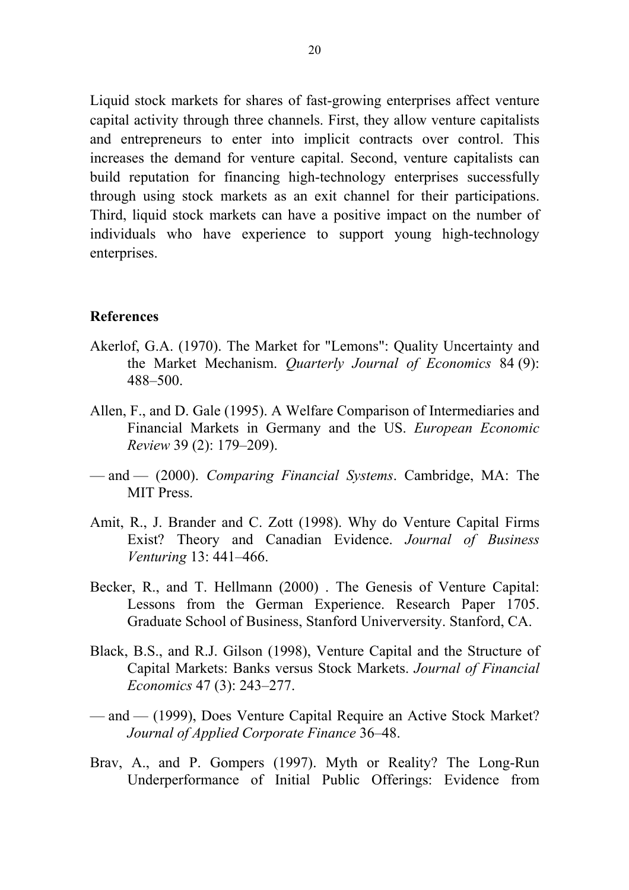Liquid stock markets for shares of fast-growing enterprises affect venture capital activity through three channels. First, they allow venture capitalists and entrepreneurs to enter into implicit contracts over control. This increases the demand for venture capital. Second, venture capitalists can build reputation for financing high-technology enterprises successfully through using stock markets as an exit channel for their participations. Third, liquid stock markets can have a positive impact on the number of individuals who have experience to support young high-technology enterprises.

## References

Akerlof, G.A. (1970). The Market for "Lemons": Quality Uncertainty and the Market Mechanism. *Quarterly Journal of Economics* 84 (9): 488–500.

Allen, F., and D. Gale (1995). A Welfare Comparison of Intermediaries and Financial Markets in Germany and the US. *European Economic Review* 39 (2): 179–209).

— and — (2000). *Comparing Financial Systems*. Cambridge, MA: The MIT Press.

Amit, R., J. Brander and C. Zott (1998). Why do Venture Capital Firms Exist? Theory and Canadian Evidence. *Journal of Business Venturing* 13: 441–466.

Becker, R., and T. Hellmann (2000) . The Genesis of Venture Capital: Lessons from the German Experience. Research Paper 1705. Graduate School of Business, Stanford Univerversity. Stanford, CA.

Black, B.S., and R.J. Gilson (1998), Venture Capital and the Structure of Capital Markets: Banks versus Stock Markets. *Journal of Financial Economics* 47 (3): 243–277.

— and — (1999), Does Venture Capital Require an Active Stock Market? *Journal of Applied Corporate Finance* 36–48.

Brav, A., and P. Gompers (1997). Myth or Reality? The Long-Run Underperformance of Initial Public Offerings: Evidence from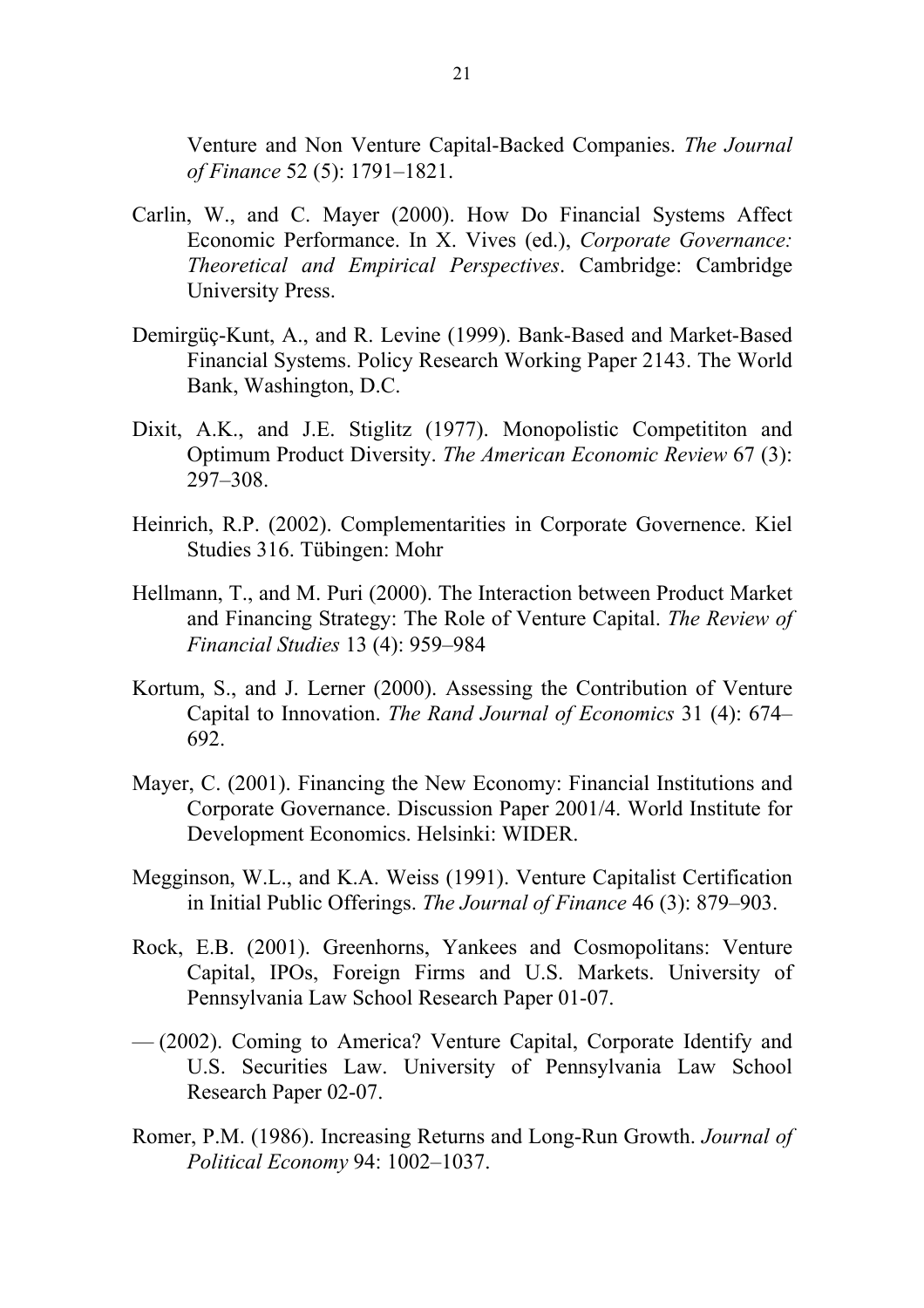Venture and Non Venture Capital-Backed Companies. *The Journal of Finance* 52 (5): 1791–1821.

Carlin, W., and C. Mayer (2000). How Do Financial Systems Affect Economic Performance. In X. Vives (ed.), *Corporate Governance: Theoretical and Empirical Perspectives*. Cambridge: Cambridge University Press.

Demirgüç-Kunt, A., and R. Levine (1999). Bank-Based and Market-Based Financial Systems. Policy Research Working Paper 2143. The World Bank, Washington, D.C.

Dixit, A.K., and J.E. Stiglitz (1977). Monopolistic Competititon and Optimum Product Diversity. *The American Economic Review* 67 (3): 297–308.

Heinrich, R.P. (2002). Complementarities in Corporate Governence. Kiel Studies 316. Tübingen: Mohr

Hellmann, T., and M. Puri (2000). The Interaction between Product Market and Financing Strategy: The Role of Venture Capital. *The Review of Financial Studies* 13 (4): 959–984

Kortum, S., and J. Lerner (2000). Assessing the Contribution of Venture Capital to Innovation. *The Rand Journal of Economics* 31 (4): 674–692.

Mayer, C. (2001). Financing the New Economy: Financial Institutions and Corporate Governance. Discussion Paper 2001/4. World Institute for Development Economics. Helsinki: WIDER.

Megginson, W.L., and K.A. Weiss (1991). Venture Capitalist Certification in Initial Public Offerings. *The Journal of Finance* 46 (3): 879–903.

Rock, E.B. (2001). Greenhorns, Yankees and Cosmopolitans: Venture Capital, IPOs, Foreign Firms and U.S. Markets. University of Pennsylvania Law School Research Paper 01-07.

— (2002). Coming to America? Venture Capital, Corporate Identify and U.S. Securities Law. University of Pennsylvania Law School Research Paper 02-07.

Romer, P.M. (1986). Increasing Returns and Long-Run Growth. *Journal of Political Economy* 94: 1002–1037.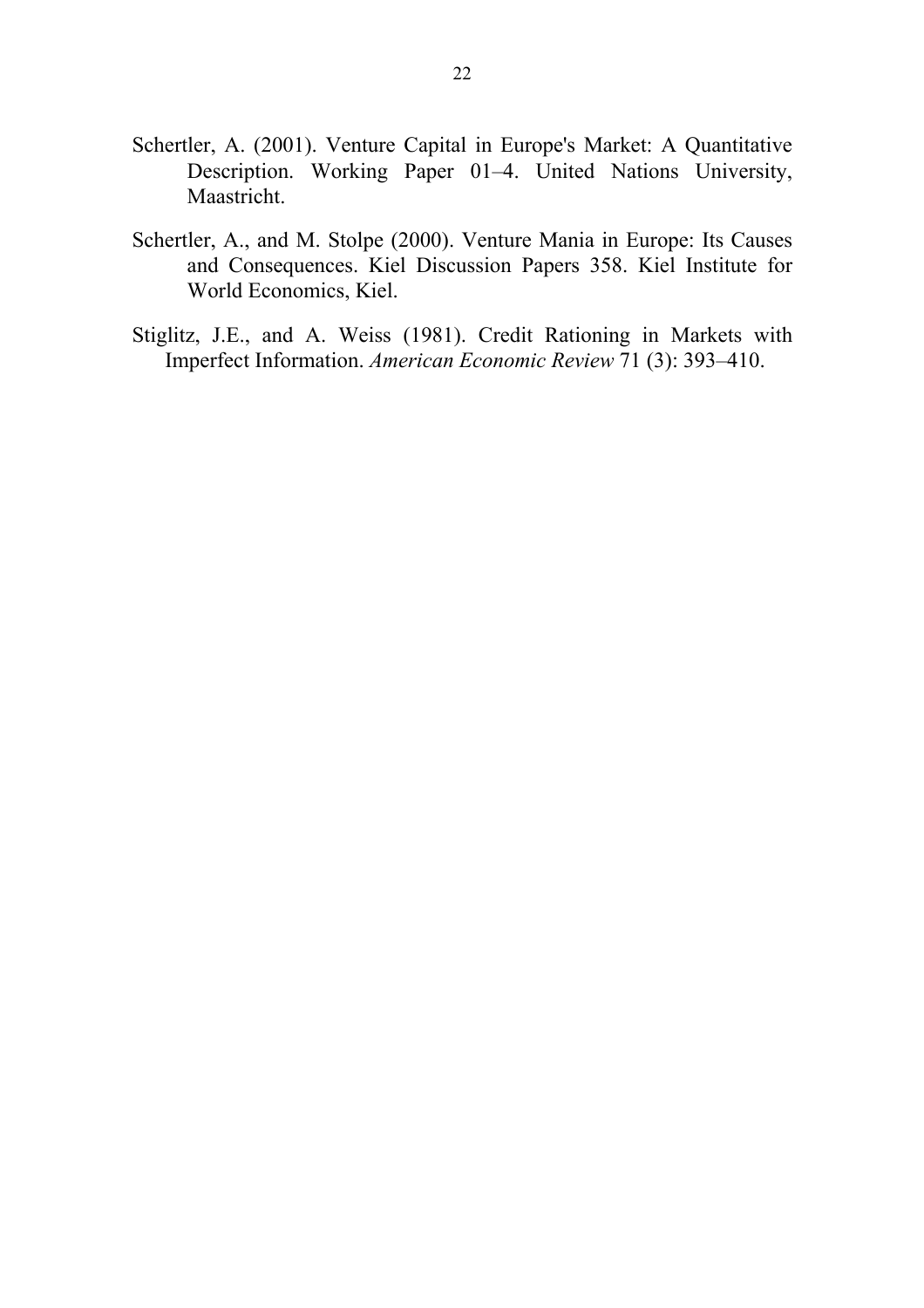Schertler, A. (2001). Venture Capital in Europe's Market: A Quantitative Description. Working Paper 01–4. United Nations University, Maastricht.

Schertler, A., and M. Stolpe (2000). Venture Mania in Europe: Its Causes and Consequences. Kiel Discussion Papers 358. Kiel Institute for World Economics, Kiel.

Stiglitz, J.E., and A. Weiss (1981). Credit Rationing in Markets with Imperfect Information. *American Economic Review* 71 (3): 393–410.